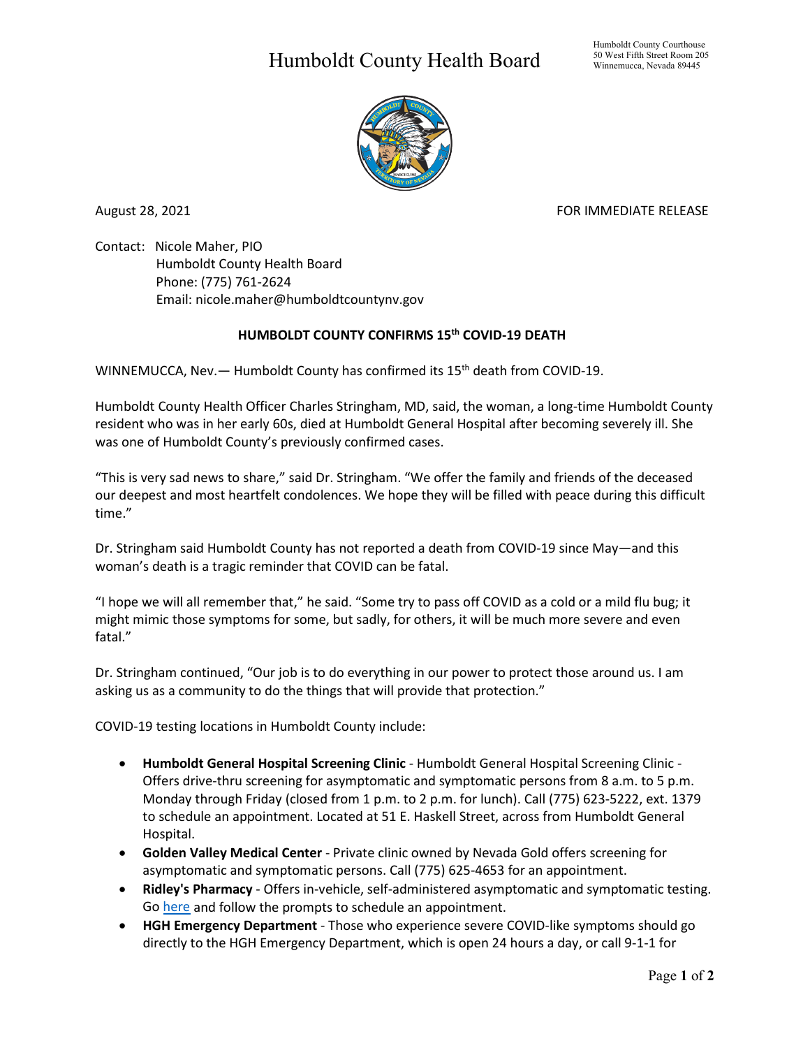# Humboldt County Health Board

Humboldt County Courthouse
50 West Fifth Street Room 205
Winnemucca, Nevada 89445

August 28, 2021

FOR IMMEDIATE RELEASE

Contact: Nicole Maher, PIO
Humboldt County Health Board
Phone: (775) 761-2624
Email: nicole.maher@humboldtcountynv.gov

## HUMBOLDT COUNTY CONFIRMS 15th COVID-19 DEATH

WINNEMUCCA, Nev.— Humboldt County has confirmed its 15th death from COVID-19.

Humboldt County Health Officer Charles Stringham, MD, said, the woman, a long-time Humboldt County resident who was in her early 60s, died at Humboldt General Hospital after becoming severely ill. She was one of Humboldt County's previously confirmed cases.

"This is very sad news to share," said Dr. Stringham. "We offer the family and friends of the deceased our deepest and most heartfelt condolences. We hope they will be filled with peace during this difficult time."

Dr. Stringham said Humboldt County has not reported a death from COVID-19 since May—and this woman's death is a tragic reminder that COVID can be fatal.

"I hope we will all remember that," he said. "Some try to pass off COVID as a cold or a mild flu bug; it might mimic those symptoms for some, but sadly, for others, it will be much more severe and even fatal."

Dr. Stringham continued, "Our job is to do everything in our power to protect those around us. I am asking us as a community to do the things that will provide that protection."

COVID-19 testing locations in Humboldt County include:

- **Humboldt General Hospital Screening Clinic** - Humboldt General Hospital Screening Clinic - Offers drive-thru screening for asymptomatic and symptomatic persons from 8 a.m. to 5 p.m. Monday through Friday (closed from 1 p.m. to 2 p.m. for lunch). Call (775) 623-5222, ext. 1379 to schedule an appointment. Located at 51 E. Haskell Street, across from Humboldt General Hospital.
- **Golden Valley Medical Center** - Private clinic owned by Nevada Gold offers screening for asymptomatic and symptomatic persons. Call (775) 625-4653 for an appointment.
- **Ridley's Pharmacy** - Offers in-vehicle, self-administered asymptomatic and symptomatic testing. Go here and follow the prompts to schedule an appointment.
- **HGH Emergency Department** - Those who experience severe COVID-like symptoms should go directly to the HGH Emergency Department, which is open 24 hours a day, or call 9-1-1 for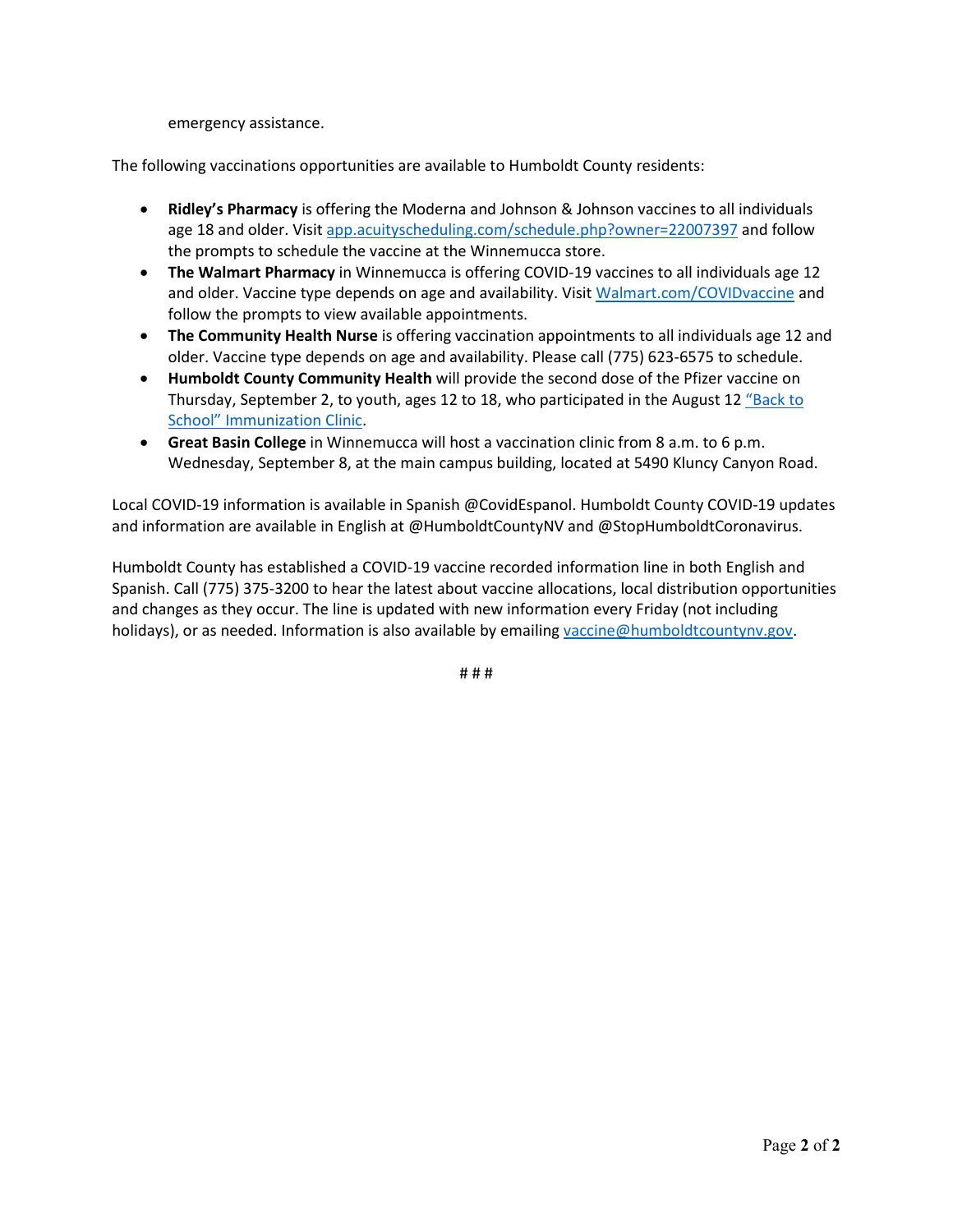emergency assistance.

The following vaccinations opportunities are available to Humboldt County residents:

- **Ridley's Pharmacy** is offering the Moderna and Johnson & Johnson vaccines to all individuals age 18 and older. Visit app.acuityscheduling.com/schedule.php?owner=22007397 and follow the prompts to schedule the vaccine at the Winnemucca store.
- **The Walmart Pharmacy** in Winnemucca is offering COVID-19 vaccines to all individuals age 12 and older. Vaccine type depends on age and availability. Visit Walmart.com/COVIDvaccine and follow the prompts to view available appointments.
- **The Community Health Nurse** is offering vaccination appointments to all individuals age 12 and older. Vaccine type depends on age and availability. Please call (775) 623-6575 to schedule.
- **Humboldt County Community Health** will provide the second dose of the Pfizer vaccine on Thursday, September 2, to youth, ages 12 to 18, who participated in the August 12 "Back to School" Immunization Clinic.
- **Great Basin College** in Winnemucca will host a vaccination clinic from 8 a.m. to 6 p.m. Wednesday, September 8, at the main campus building, located at 5490 Kluncy Canyon Road.

Local COVID-19 information is available in Spanish @CovidEspanol. Humboldt County COVID-19 updates and information are available in English at @HumboldtCountyNV and @StopHumboldtCoronavirus.

Humboldt County has established a COVID-19 vaccine recorded information line in both English and Spanish. Call (775) 375-3200 to hear the latest about vaccine allocations, local distribution opportunities and changes as they occur. The line is updated with new information every Friday (not including holidays), or as needed. Information is also available by emailing vaccine@humboldtcountynv.gov.

# # #